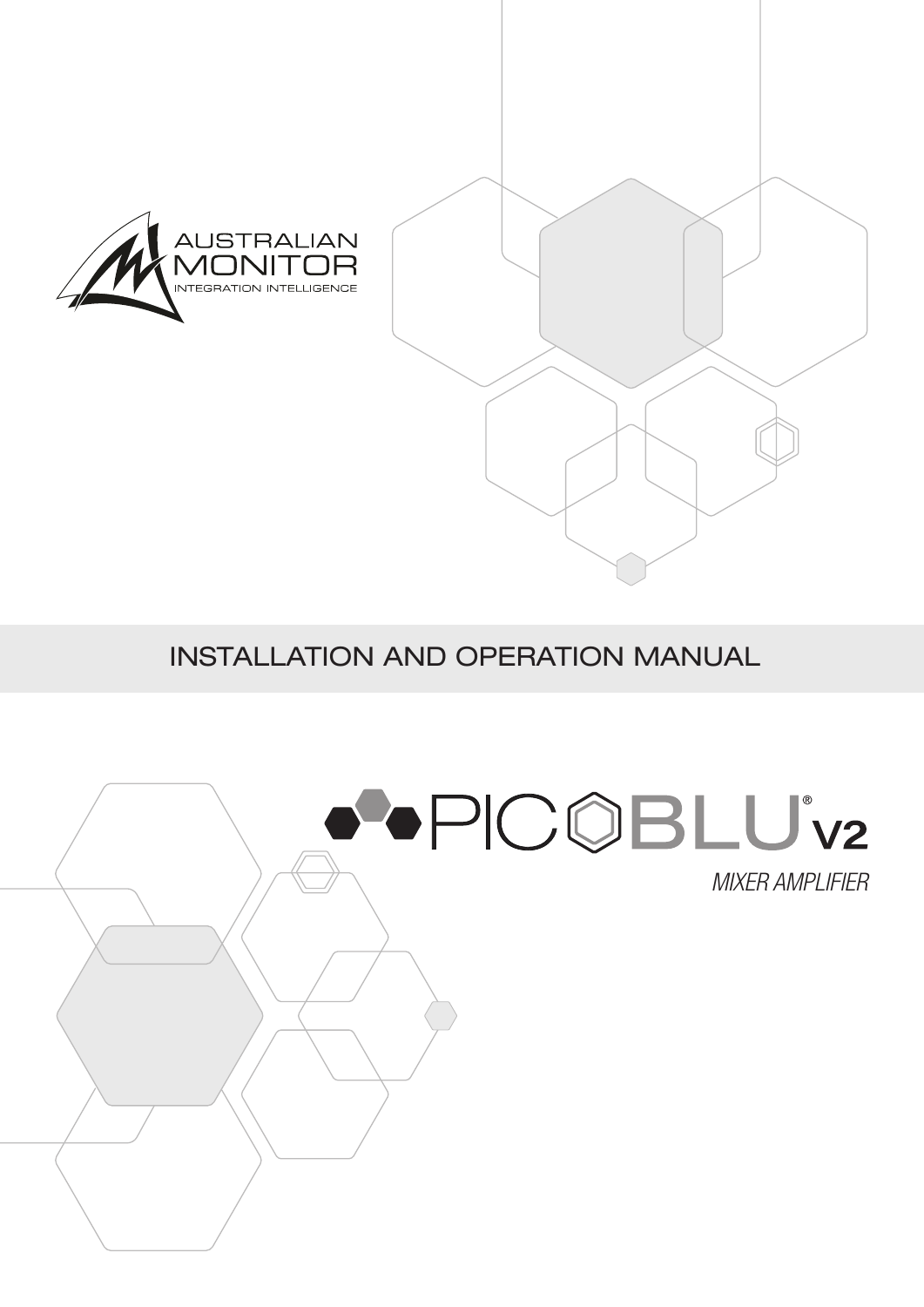AUSTRALIAN MONITOR

INTEGRATION INTELLIGENCE

# INSTALLATION AND OPERATION MANUAL

# PICOBLU® V2

*MIXER AMPLIFIER*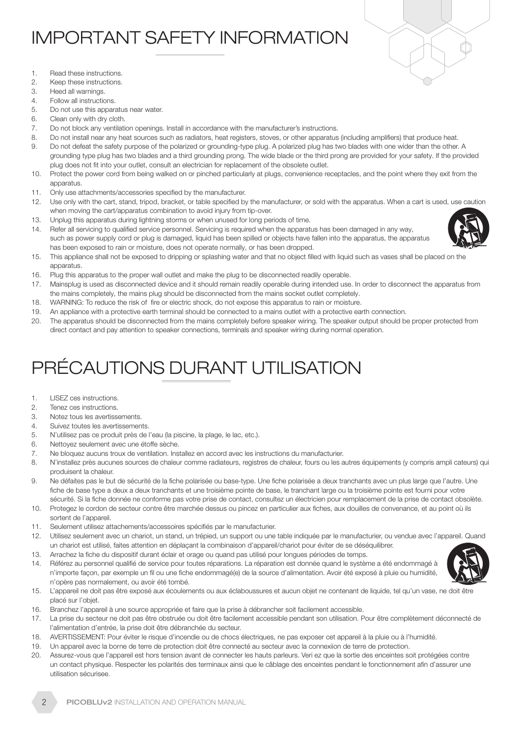# IMPORTANT SAFETY INFORMATION

1. Read these instructions.
2. Keep these instructions.
3. Heed all warnings.
4. Follow all instructions.
5. Do not use this apparatus near water.
6. Clean only with dry cloth.
7. Do not block any ventilation openings. Install in accordance with the manufacturer's instructions.
8. Do not install near any heat sources such as radiators, heat registers, stoves, or other apparatus (including amplifiers) that produce heat.
9. Do not defeat the safety purpose of the polarized or grounding-type plug. A polarized plug has two blades with one wider than the other. A grounding type plug has two blades and a third grounding prong. The wide blade or the third prong are provided for your safety. If the provided plug does not fit into your outlet, consult an electrician for replacement of the obsolete outlet.
10. Protect the power cord from being walked on or pinched particularly at plugs, convenience receptacles, and the point where they exit from the apparatus.
11. Only use attachments/accessories specified by the manufacturer.
12. Use only with the cart, stand, tripod, bracket, or table specified by the manufacturer, or sold with the apparatus. When a cart is used, use caution when moving the cart/apparatus combination to avoid injury from tip-over.
13. Unplug this apparatus during lightning storms or when unused for long periods of time.
14. Refer all servicing to qualified service personnel. Servicing is required when the apparatus has been damaged in any way, such as power supply cord or plug is damaged, liquid has been spilled or objects have fallen into the apparatus, the apparatus has been exposed to rain or moisture, does not operate normally, or has been dropped.
15. This appliance shall not be exposed to dripping or splashing water and that no object filled with liquid such as vases shall be placed on the apparatus.
16. Plug this apparatus to the proper wall outlet and make the plug to be disconnected readily operable.
17. Mainsplug is used as disconnected device and it should remain readily operable during intended use. In order to disconnect the apparatus from the mains completely, the mains plug should be disconnected from the mains socket outlet completely.
18. WARNING: To reduce the risk of fire or electric shock, do not expose this apparatus to rain or moisture.
19. An appliance with a protective earth terminal should be connected to a mains outlet with a protective earth connection.
20. The apparatus should be disconnected from the mains completely before speaker wiring. The speaker output should be proper protected from direct contact and pay attention to speaker connections, terminals and speaker wiring during normal operation.

# PRÉCAUTIONS DURANT UTILISATION

1. LISEZ ces instructions.
2. Tenez ces instructions.
3. Notez tous les avertissements.
4. Suivez toutes les avertissements.
5. N'utilisez pas ce produit près de l'eau (la piscine, la plage, le lac, etc.).
6. Nettoyez seulement avec une étoffe sèche.
7. Ne bloquez aucuns troux de ventilation. Installez en accord avec les instructions du manufacturier.
8. N'installez près aucunes sources de chaleur comme radiateurs, registres de chaleur, fours ou les autres équipements (y compris ampli cateurs) qui produisent la chaleur.
9. Ne défaites pas le but de sécurité de la fiche polarisée ou base-type. Une fiche polarisée a deux tranchants avec un plus large que l'autre. Une fiche de base type a deux a deux tranchants et une troisième pointe de base, le tranchant large ou la troisième pointe est fourni pour votre sécurité. Si la fiche donnée ne conforme pas votre prise de contact, consultez un électricien pour remplacement de la prise de contact obsolète.
10. Protegez le cordon de secteur contre être marchée dessus ou pincez en particulier aux fiches, aux douilles de convenance, et au point où ils sortent de l'appareil.
11. Seulement utilisez attachements/accessoires spécifiés par le manufacturier.
12. Utilisez seulement avec un chariot, un stand, un trépied, un support ou une table indiquée par le manufacturier, ou vendue avec l'appareil. Quand un chariot est utilisé, faites attention en déplaçant la combinaison d'appareil/chariot pour éviter de se déséquilibrer.
13. Arrachez la fiche du dispositif durant éclair et orage ou quand pas utilisé pour longues périodes de temps.
14. Référez au personnel qualifié de service pour toutes réparations. La réparation est donnée quand le système a été endommagé à n'importe façon, par exemple un fil ou une fiche endommagé(e) de la source d'alimentation. Avoir été exposé à pluie ou humidité, n'opère pas normalement, ou avoir été tombé.
15. L'appareil ne doit pas être exposé aux écoulements ou aux éclaboussures et aucun objet ne contenant de liquide, tel qu'un vase, ne doit être placé sur l'objet.
16. Branchez l'appareil à une source appropriée et faire que la prise à débrancher soit facilement accessible.
17. La prise du secteur ne doit pas être obstruée ou doit être facilement accessible pendant son utilisation. Pour être complètement déconnecté de l'alimentation d'entrée, la prise doit être débranchée du secteur.
18. AVERTISSEMENT: Pour éviter le risque d'incendie ou de chocs électriques, ne pas exposer cet appareil à la pluie ou à l'humidité.
19. Un appareil avec la borne de terre de protection doit être connecté au secteur avec la connexiion de terre de protection.
20. Assurez-vous que l'appareil est hors tension avant de connecter les hauts parleurs. Veri ez que la sortie des enceintes soit protégées contre un contact physique. Respecter les polarités des terminaux ainsi que le câblage des enceintes pendant le fonctionnement afin d'assurer une utilisation sécurisee.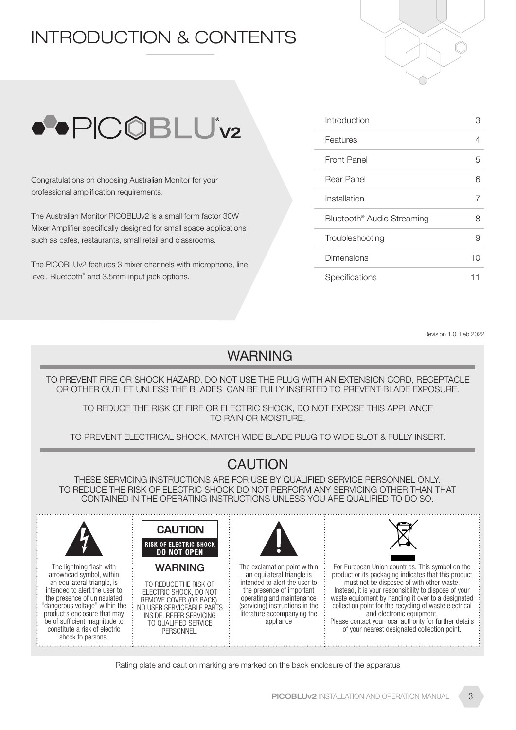# INTRODUCTION & CONTENTS

PICOBLU® v2

Congratulations on choosing Australian Monitor for your professional amplification requirements.

The Australian Monitor PICOBLUv2 is a small form factor 30W Mixer Amplifier specifically designed for small space applications such as cafes, restaurants, small retail and classrooms.

The PICOBLUv2 features 3 mixer channels with microphone, line level, Bluetooth® and 3.5mm input jack options.

| | |
|---|---|
| Introduction | 3 |
| Features | 4 |
| Front Panel | 5 |
| Rear Panel | 6 |
| Installation | 7 |
| Bluetooth® Audio Streaming | 8 |
| Troubleshooting | 9 |
| Dimensions | 10 |
| Specifications | 11 |

Revision 1.0: Feb 2022

## WARNING

TO PREVENT FIRE OR SHOCK HAZARD, DO NOT USE THE PLUG WITH AN EXTENSION CORD, RECEPTACLE OR OTHER OUTLET UNLESS THE BLADES CAN BE FULLY INSERTED TO PREVENT BLADE EXPOSURE.

TO REDUCE THE RISK OF FIRE OR ELECTRIC SHOCK, DO NOT EXPOSE THIS APPLIANCE TO RAIN OR MOISTURE.

TO PREVENT ELECTRICAL SHOCK, MATCH WIDE BLADE PLUG TO WIDE SLOT & FULLY INSERT.

## CAUTION

THESE SERVICING INSTRUCTIONS ARE FOR USE BY QUALIFIED SERVICE PERSONNEL ONLY. TO REDUCE THE RISK OF ELECTRIC SHOCK DO NOT PERFORM ANY SERVICING OTHER THAN THAT CONTAINED IN THE OPERATING INSTRUCTIONS UNLESS YOU ARE QUALIFIED TO DO SO.

The lightning flash with arrowhead symbol, within an equilateral triangle, is intended to alert the user to the presence of uninsulated "dangerous voltage" within the product's enclosure that may be of sufficient magnitude to constitute a risk of electric shock to persons.

**CAUTION**
**RISK OF ELECTRIC SHOCK DO NOT OPEN**

**WARNING**

TO REDUCE THE RISK OF ELECTRIC SHOCK, DO NOT REMOVE COVER (OR BACK). NO USER SERVICEABLE PARTS INSIDE. REFER SERVICING TO QUALIFIED SERVICE PERSONNEL.

The exclamation point within an equilateral triangle is intended to alert the user to the presence of important operating and maintenance (servicing) instructions in the literature accompanying the appliance

For European Union countries: This symbol on the product or its packaging indicates that this product must not be disposed of with other waste. Instead, it is your responsibility to dispose of your waste equipment by handing it over to a designated collection point for the recycling of waste electrical and electronic equipment.
Please contact your local authority for further details of your nearest designated collection point.

Rating plate and caution marking are marked on the back enclosure of the apparatus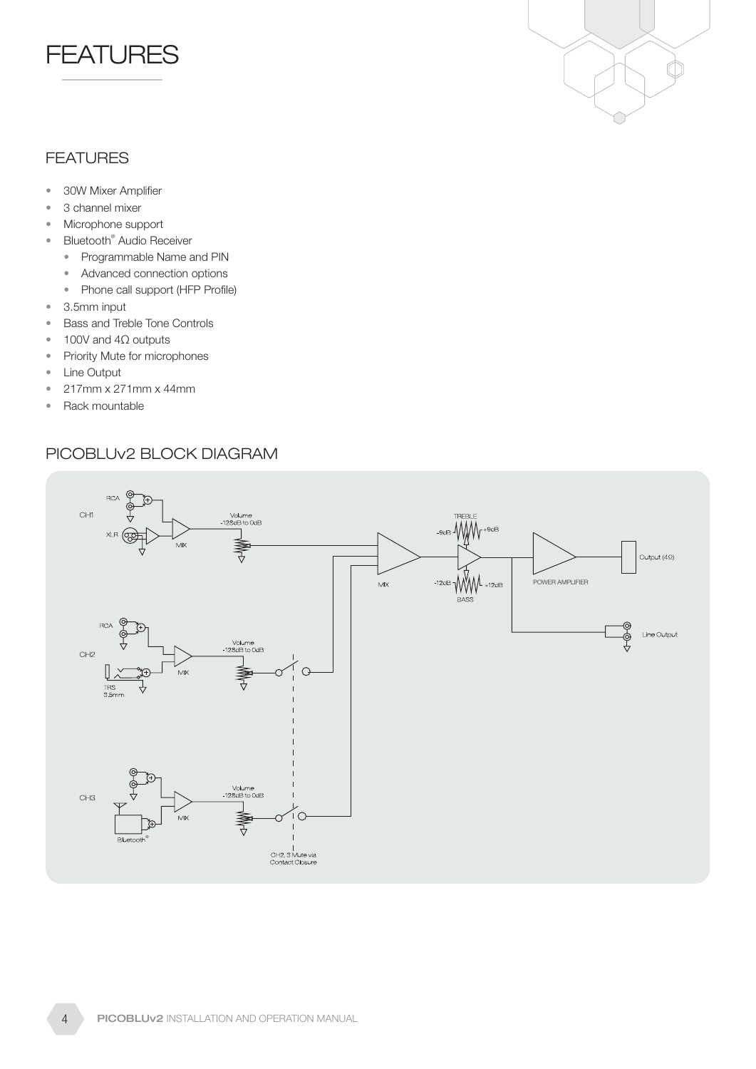# FEATURES

## FEATURES

- 30W Mixer Amplifier
- 3 channel mixer
- Microphone support
- Bluetooth® Audio Receiver
  - Programmable Name and PIN
  - Advanced connection options
  - Phone call support (HFP Profile)
- 3.5mm input
- Bass and Treble Tone Controls
- 100V and 4Ω outputs
- Priority Mute for microphones
- Line Output
- 217mm x 271mm x 44mm
- Rack mountable

## PICOBLUv2 BLOCK DIAGRAM

CH1: RCA, XLR → MIX → Volume -128dB to 0dB

CH2: RCA, TRS 3.5mm → MIX → Volume -128dB to 0dB

CH3: RCA, Bluetooth® → MIX → Volume -128dB to 0dB

MIX → TREBLE (-9dB to +9dB), BASS (-12dB to +12dB) → POWER AMPLIFIER → Output (4Ω)

Line Output

CH2, 3 Mute via Contact Closure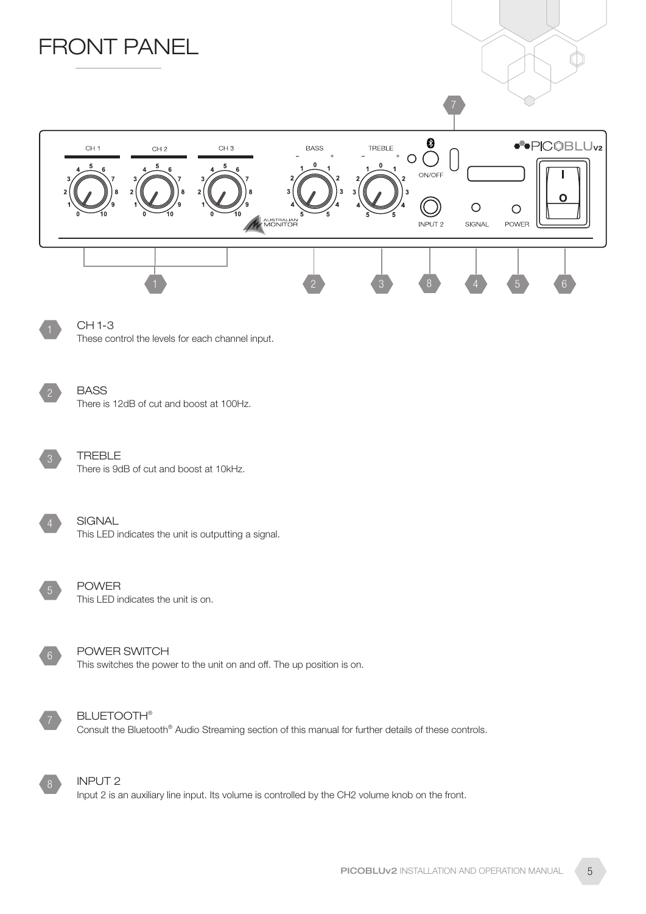# FRONT PANEL

1 CH 1-3
These control the levels for each channel input.

2 BASS
There is 12dB of cut and boost at 100Hz.

3 TREBLE
There is 9dB of cut and boost at 10kHz.

4 SIGNAL
This LED indicates the unit is outputting a signal.

5 POWER
This LED indicates the unit is on.

6 POWER SWITCH
This switches the power to the unit on and off. The up position is on.

7 BLUETOOTH®
Consult the Bluetooth® Audio Streaming section of this manual for further details of these controls.

8 INPUT 2
Input 2 is an auxiliary line input. Its volume is controlled by the CH2 volume knob on the front.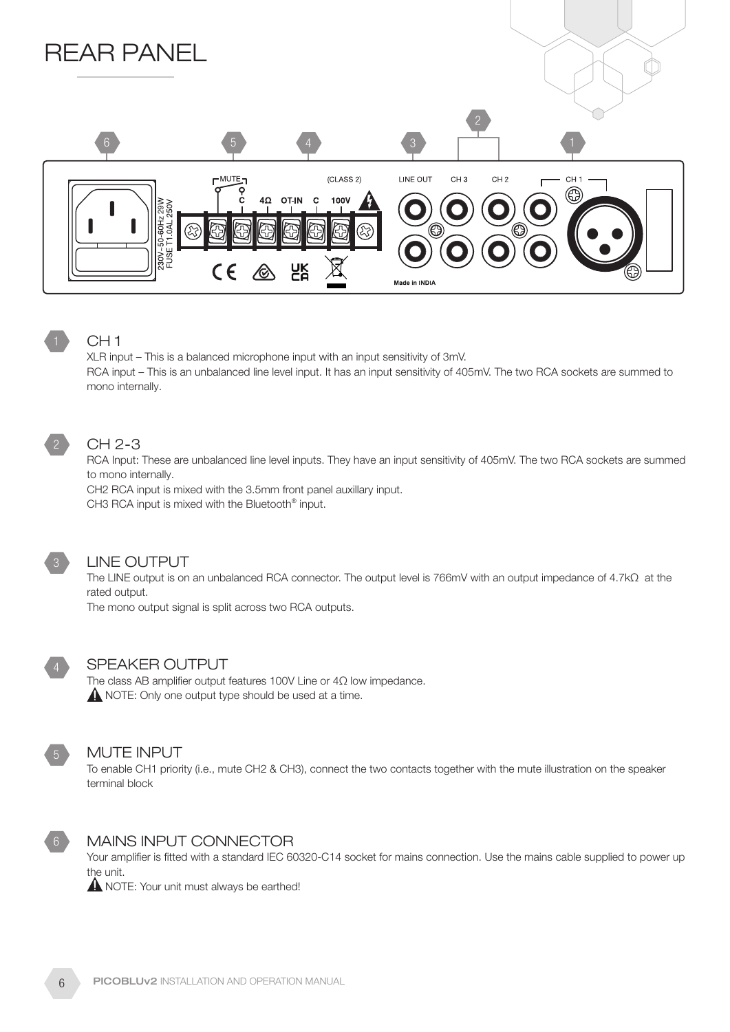# REAR PANEL

## 1 CH 1

XLR input – This is a balanced microphone input with an input sensitivity of 3mV.

RCA input – This is an unbalanced line level input. It has an input sensitivity of 405mV. The two RCA sockets are summed to mono internally.

## 2 CH 2-3

RCA Input: These are unbalanced line level inputs. They have an input sensitivity of 405mV. The two RCA sockets are summed to mono internally.

CH2 RCA input is mixed with the 3.5mm front panel auxillary input.

CH3 RCA input is mixed with the Bluetooth® input.

## 3 LINE OUTPUT

The LINE output is on an unbalanced RCA connector. The output level is 766mV with an output impedance of 4.7kΩ at the rated output.

The mono output signal is split across two RCA outputs.

## 4 SPEAKER OUTPUT

The class AB amplifier output features 100V Line or 4Ω low impedance.

⚠ NOTE: Only one output type should be used at a time.

## 5 MUTE INPUT

To enable CH1 priority (i.e., mute CH2 & CH3), connect the two contacts together with the mute illustration on the speaker terminal block

## 6 MAINS INPUT CONNECTOR

Your amplifier is fitted with a standard IEC 60320-C14 socket for mains connection. Use the mains cable supplied to power up the unit.

⚠ NOTE: Your unit must always be earthed!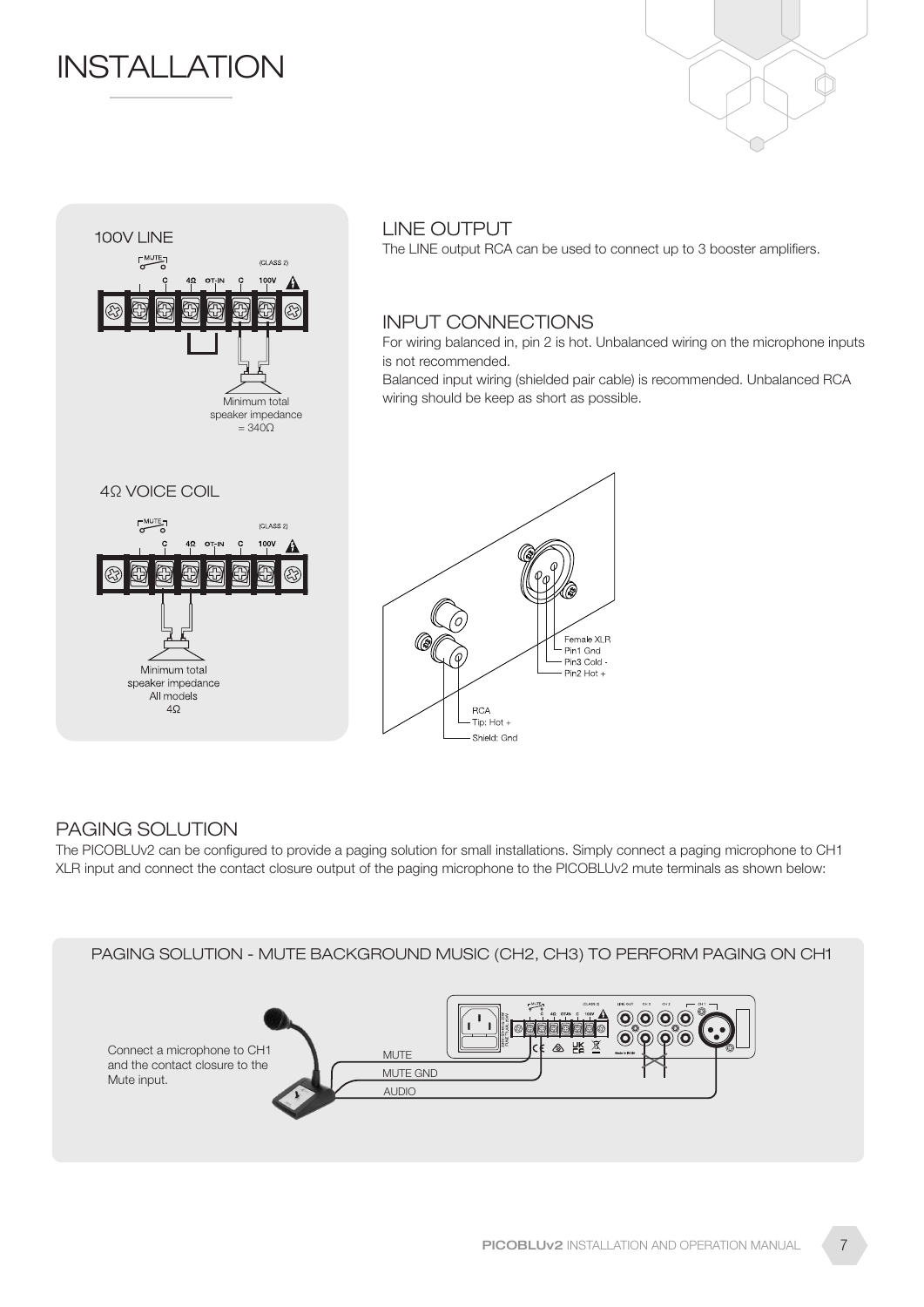# INSTALLATION

### 100V LINE

MUTE (CLASS 2)

C 4Ω OT-IN C 100V

Minimum total speaker impedance = 340Ω

### 4Ω VOICE COIL

MUTE (CLASS 2)

C 4Ω OT-IN C 100V

Minimum total speaker impedance All models 4Ω

## LINE OUTPUT

The LINE output RCA can be used to connect up to 3 booster amplifiers.

## INPUT CONNECTIONS

For wiring balanced in, pin 2 is hot. Unbalanced wiring on the microphone inputs is not recommended.

Balanced input wiring (shielded pair cable) is recommended. Unbalanced RCA wiring should be keep as short as possible.

Female XLR
Pin1 Gnd
Pin3 Cold -
Pin2 Hot +

RCA
Tip: Hot +
Shield: Gnd

## PAGING SOLUTION

The PICOBLUv2 can be configured to provide a paging solution for small installations. Simply connect a paging microphone to CH1 XLR input and connect the contact closure output of the paging microphone to the PICOBLUv2 mute terminals as shown below:

### PAGING SOLUTION - MUTE BACKGROUND MUSIC (CH2, CH3) TO PERFORM PAGING ON CH1

Connect a microphone to CH1 and the contact closure to the Mute input.

MUTE
MUTE GND
AUDIO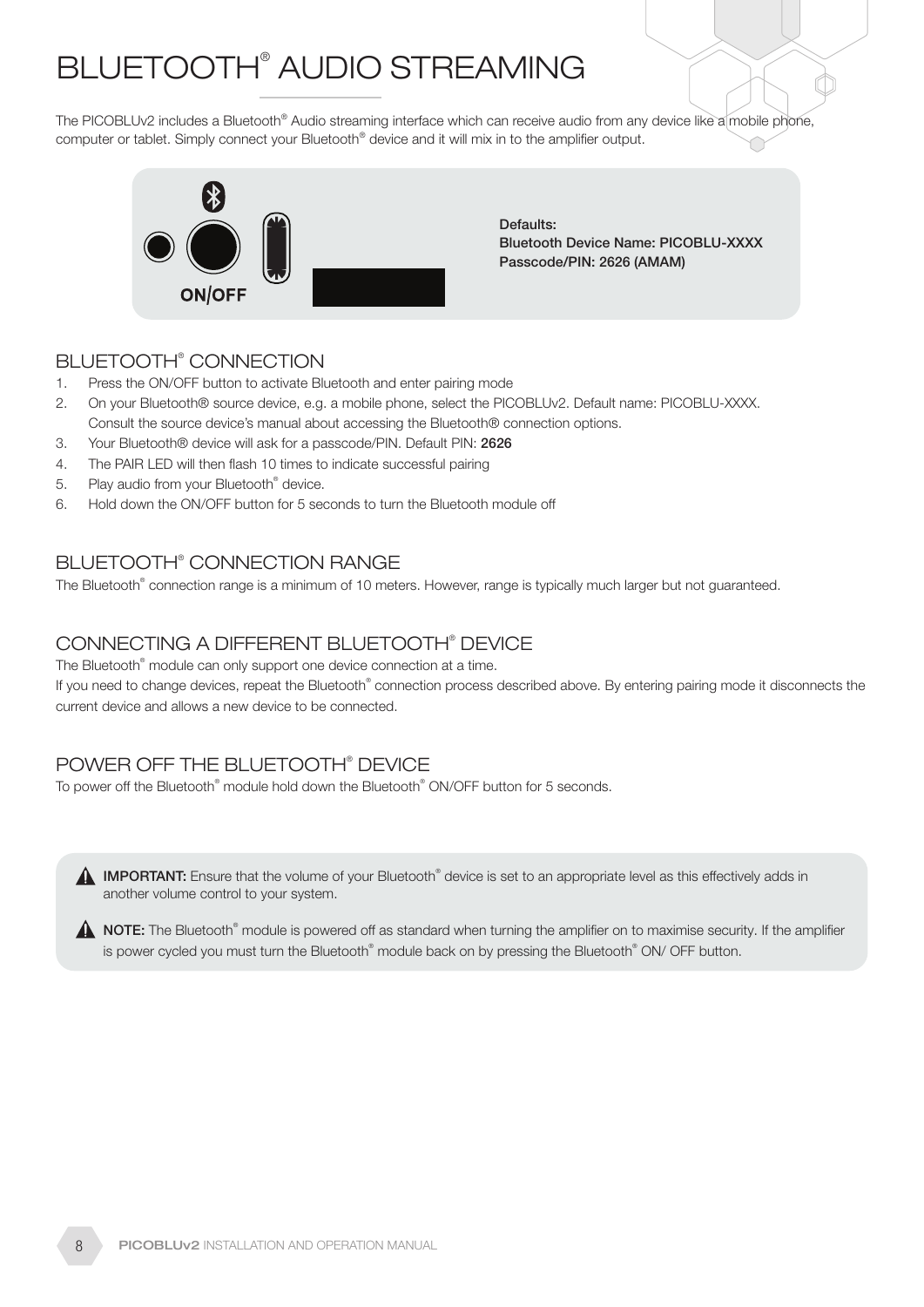# BLUETOOTH® AUDIO STREAMING

The PICOBLUv2 includes a Bluetooth® Audio streaming interface which can receive audio from any device like a mobile phone, computer or tablet. Simply connect your Bluetooth® device and it will mix in to the amplifier output.

ON/OFF

**Defaults:**
**Bluetooth Device Name: PICOBLU-XXXX**
**Passcode/PIN: 2626 (AMAM)**

## BLUETOOTH® CONNECTION

1. Press the ON/OFF button to activate Bluetooth and enter pairing mode
2. On your Bluetooth® source device, e.g. a mobile phone, select the PICOBLUv2. Default name: PICOBLU-XXXX. Consult the source device's manual about accessing the Bluetooth® connection options.
3. Your Bluetooth® device will ask for a passcode/PIN. Default PIN: **2626**
4. The PAIR LED will then flash 10 times to indicate successful pairing
5. Play audio from your Bluetooth® device.
6. Hold down the ON/OFF button for 5 seconds to turn the Bluetooth module off

## BLUETOOTH® CONNECTION RANGE

The Bluetooth® connection range is a minimum of 10 meters. However, range is typically much larger but not guaranteed.

## CONNECTING A DIFFERENT BLUETOOTH® DEVICE

The Bluetooth® module can only support one device connection at a time.
If you need to change devices, repeat the Bluetooth® connection process described above. By entering pairing mode it disconnects the current device and allows a new device to be connected.

## POWER OFF THE BLUETOOTH® DEVICE

To power off the Bluetooth® module hold down the Bluetooth® ON/OFF button for 5 seconds.

⚠ **IMPORTANT:** Ensure that the volume of your Bluetooth® device is set to an appropriate level as this effectively adds in another volume control to your system.

⚠ **NOTE:** The Bluetooth® module is powered off as standard when turning the amplifier on to maximise security. If the amplifier is power cycled you must turn the Bluetooth® module back on by pressing the Bluetooth® ON/ OFF button.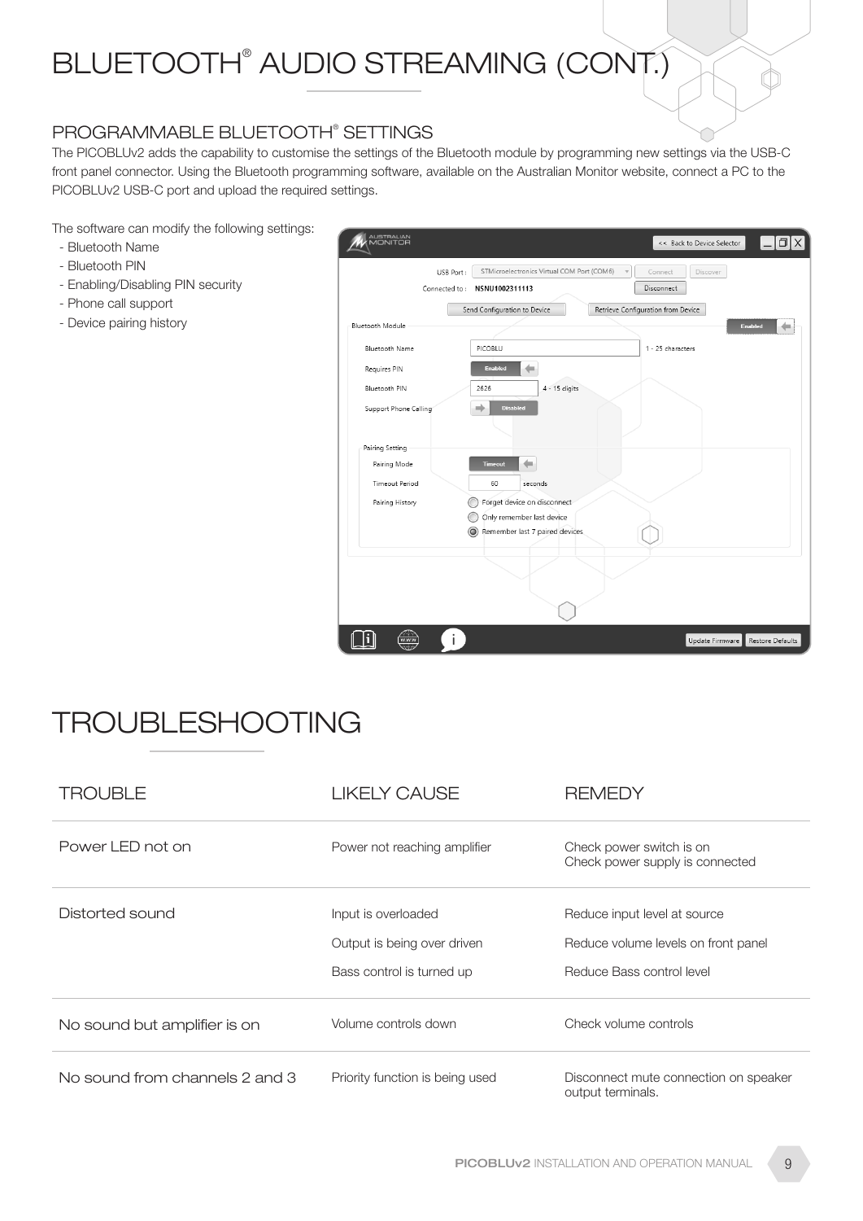# BLUETOOTH® AUDIO STREAMING (CONT.)

## PROGRAMMABLE BLUETOOTH® SETTINGS

The PICOBLUv2 adds the capability to customise the settings of the Bluetooth module by programming new settings via the USB-C front panel connector. Using the Bluetooth programming software, available on the Australian Monitor website, connect a PC to the PICOBLUv2 USB-C port and upload the required settings.

The software can modify the following settings:

- Bluetooth Name
- Bluetooth PIN
- Enabling/Disabling PIN security
- Phone call support
- Device pairing history

# TROUBLESHOOTING

| TROUBLE | LIKELY CAUSE | REMEDY |
|---|---|---|
| Power LED not on | Power not reaching amplifier | Check power switch is on<br>Check power supply is connected |
| Distorted sound | Input is overloaded<br>Output is being over driven<br>Bass control is turned up | Reduce input level at source<br>Reduce volume levels on front panel<br>Reduce Bass control level |
| No sound but amplifier is on | Volume controls down | Check volume controls |
| No sound from channels 2 and 3 | Priority function is being used | Disconnect mute connection on speaker output terminals. |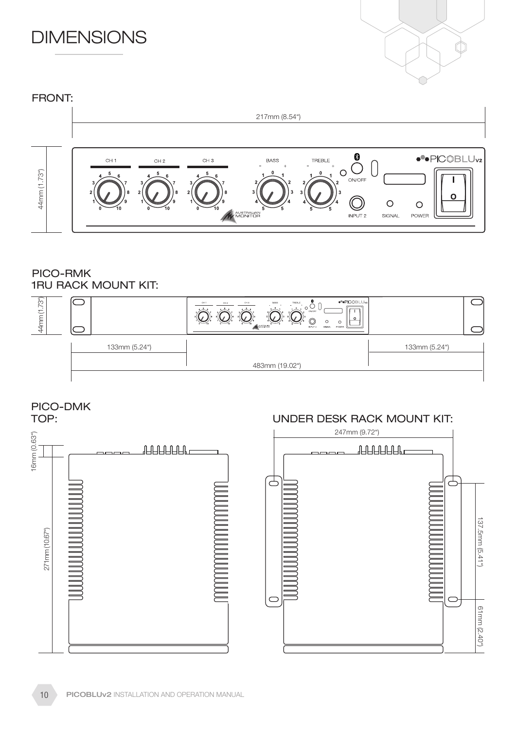# DIMENSIONS

## FRONT:

217mm (8.54")

44mm (1.73")

## PICO-RMK 1RU RACK MOUNT KIT:

44mm (1.73")

133mm (5.24")

133mm (5.24")

483mm (19.02")

## PICO-DMK

### TOP:

16mm (0.63")

271mm (10.67")

### UNDER DESK RACK MOUNT KIT:

247mm (9.72")

137.5mm (5.41")

61mm (2.40")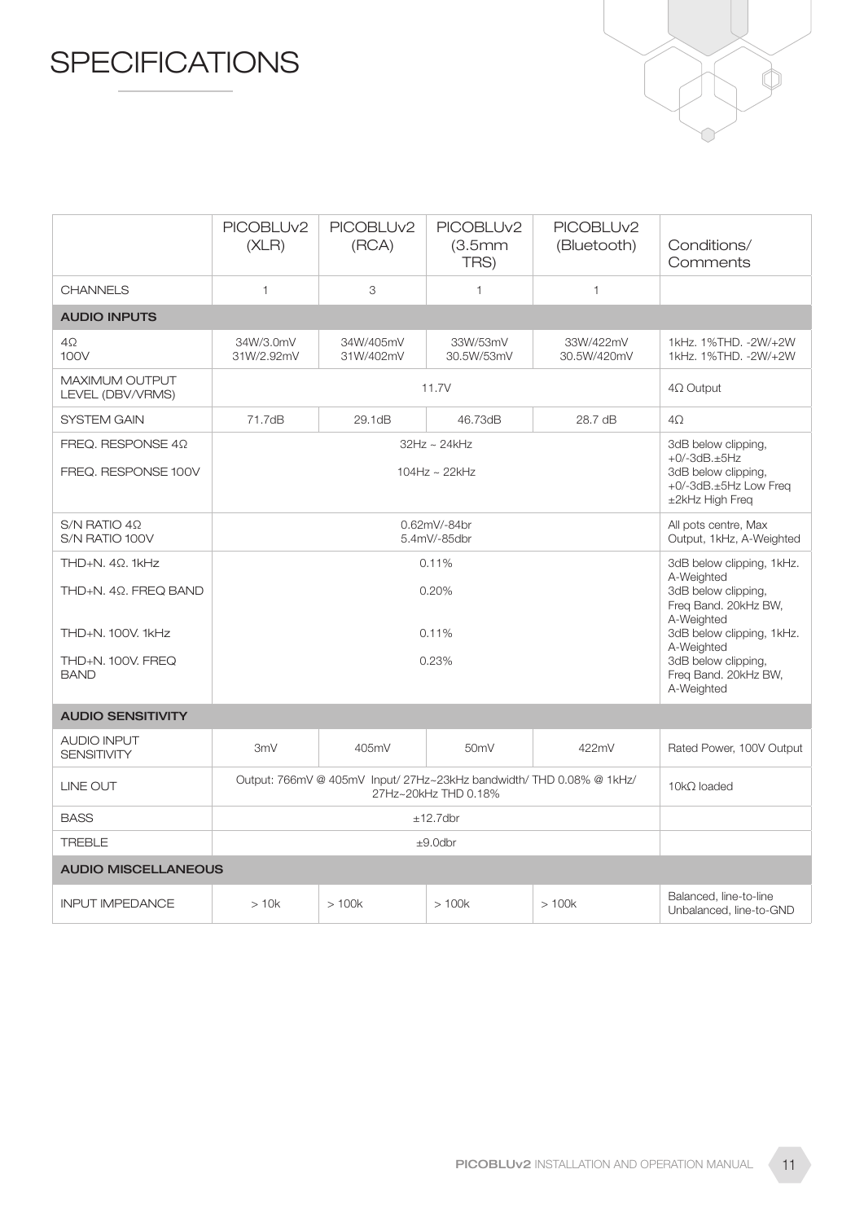# SPECIFICATIONS

| | PICOBLUv2 (XLR) | PICOBLUv2 (RCA) | PICOBLUv2 (3.5mm TRS) | PICOBLUv2 (Bluetooth) | Conditions/ Comments |
|---|---|---|---|---|---|
| CHANNELS | 1 | 3 | 1 | 1 | |
| **AUDIO INPUTS** | | | | | |
| 4Ω<br>100V | 34W/3.0mV<br>31W/2.92mV | 34W/405mV<br>31W/402mV | 33W/53mV<br>30.5W/53mV | 33W/422mV<br>30.5W/420mV | 1kHz. 1%THD. -2W/+2W<br>1kHz. 1%THD. -2W/+2W |
| MAXIMUM OUTPUT LEVEL (DBV/VRMS) | 11.7V | | | | 4Ω Output |
| SYSTEM GAIN | 71.7dB | 29.1dB | 46.73dB | 28.7 dB | 4Ω |
| FREQ. RESPONSE 4Ω<br>FREQ. RESPONSE 100V | 32Hz ~ 24kHz<br>104Hz ~ 22kHz | | | | 3dB below clipping, +0/-3dB.±5Hz<br>3dB below clipping, +0/-3dB.±5Hz Low Freq ±2kHz High Freq |
| S/N RATIO 4Ω<br>S/N RATIO 100V | 0.62mV/-84br<br>5.4mV/-85dbr | | | | All pots centre, Max Output, 1kHz, A-Weighted |
| THD+N. 4Ω. 1kHz<br>THD+N. 4Ω. FREQ BAND<br>THD+N. 100V. 1kHz<br>THD+N. 100V. FREQ BAND | 0.11%<br>0.20%<br>0.11%<br>0.23% | | | | 3dB below clipping, 1kHz. A-Weighted<br>3dB below clipping, Freq Band. 20kHz BW, A-Weighted<br>3dB below clipping, 1kHz. A-Weighted<br>3dB below clipping, Freq Band. 20kHz BW, A-Weighted |
| **AUDIO SENSITIVITY** | | | | | |
| AUDIO INPUT SENSITIVITY | 3mV | 405mV | 50mV | 422mV | Rated Power, 100V Output |
| LINE OUT | Output: 766mV @ 405mV Input/ 27Hz~23kHz bandwidth/ THD 0.08% @ 1kHz/ 27Hz~20kHz THD 0.18% | | | | 10kΩ loaded |
| BASS | ±12.7dbr | | | | |
| TREBLE | ±9.0dbr | | | | |
| **AUDIO MISCELLANEOUS** | | | | | |
| INPUT IMPEDANCE | > 10k | > 100k | > 100k | > 100k | Balanced, line-to-line<br>Unbalanced, line-to-GND |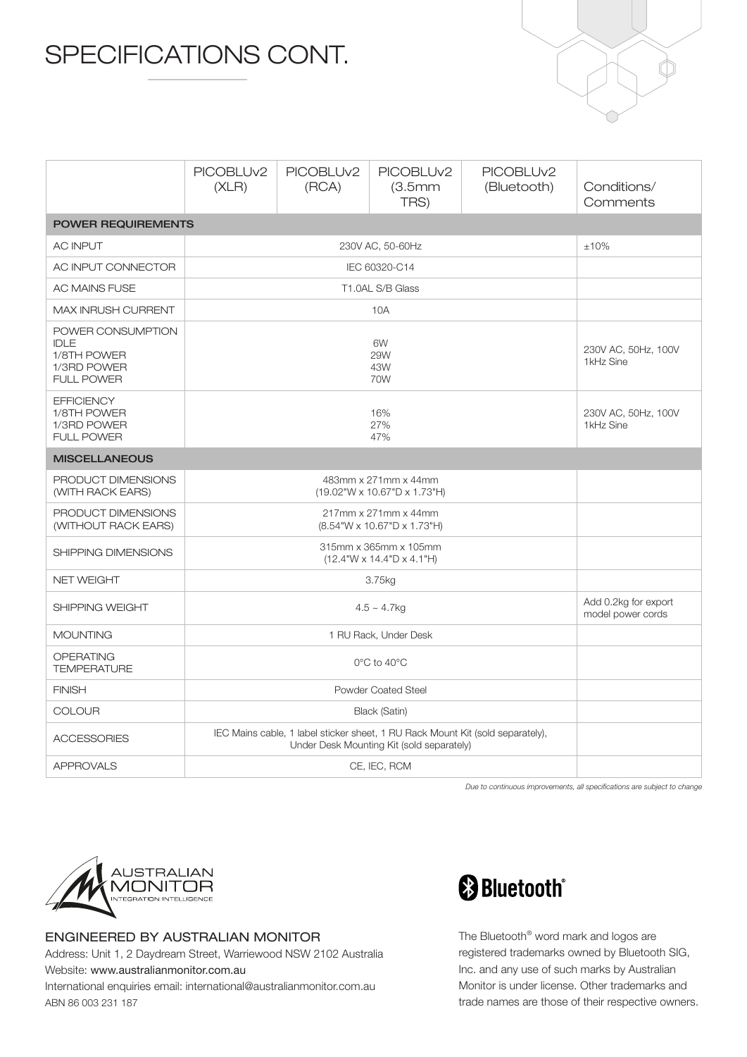# SPECIFICATIONS CONT.

| | PICOBLUv2 (XLR) | PICOBLUv2 (RCA) | PICOBLUv2 (3.5mm TRS) | PICOBLUv2 (Bluetooth) | Conditions/ Comments |
|---|---|---|---|---|---|
| **POWER REQUIREMENTS** | | | | | |
| AC INPUT | 230V AC, 50-60Hz | | | | ±10% |
| AC INPUT CONNECTOR | IEC 60320-C14 | | | | |
| AC MAINS FUSE | T1.0AL S/B Glass | | | | |
| MAX INRUSH CURRENT | 10A | | | | |
| POWER CONSUMPTION<br>IDLE<br>1/8TH POWER<br>1/3RD POWER<br>FULL POWER | 6W<br>29W<br>43W<br>70W | | | | 230V AC, 50Hz, 100V 1kHz Sine |
| EFFICIENCY<br>1/8TH POWER<br>1/3RD POWER<br>FULL POWER | 16%<br>27%<br>47% | | | | 230V AC, 50Hz, 100V 1kHz Sine |
| **MISCELLANEOUS** | | | | | |
| PRODUCT DIMENSIONS (WITH RACK EARS) | 483mm x 271mm x 44mm (19.02"W x 10.67"D x 1.73"H) | | | | |
| PRODUCT DIMENSIONS (WITHOUT RACK EARS) | 217mm x 271mm x 44mm (8.54"W x 10.67"D x 1.73"H) | | | | |
| SHIPPING DIMENSIONS | 315mm x 365mm x 105mm (12.4"W x 14.4"D x 4.1"H) | | | | |
| NET WEIGHT | 3.75kg | | | | |
| SHIPPING WEIGHT | 4.5 ~ 4.7kg | | | | Add 0.2kg for export model power cords |
| MOUNTING | 1 RU Rack, Under Desk | | | | |
| OPERATING TEMPERATURE | 0°C to 40°C | | | | |
| FINISH | Powder Coated Steel | | | | |
| COLOUR | Black (Satin) | | | | |
| ACCESSORIES | IEC Mains cable, 1 label sticker sheet, 1 RU Rack Mount Kit (sold separately), Under Desk Mounting Kit (sold separately) | | | | |
| APPROVALS | CE, IEC, RCM | | | | |

*Due to continuous improvements, all specifications are subject to change*

AUSTRALIAN MONITOR
INTEGRATION INTELLIGENCE

Bluetooth®

ENGINEERED BY AUSTRALIAN MONITOR

Address: Unit 1, 2 Daydream Street, Warriewood NSW 2102 Australia
Website: www.australianmonitor.com.au
International enquiries email: international@australianmonitor.com.au
ABN 86 003 231 187

The Bluetooth® word mark and logos are registered trademarks owned by Bluetooth SIG, Inc. and any use of such marks by Australian Monitor is under license. Other trademarks and trade names are those of their respective owners.